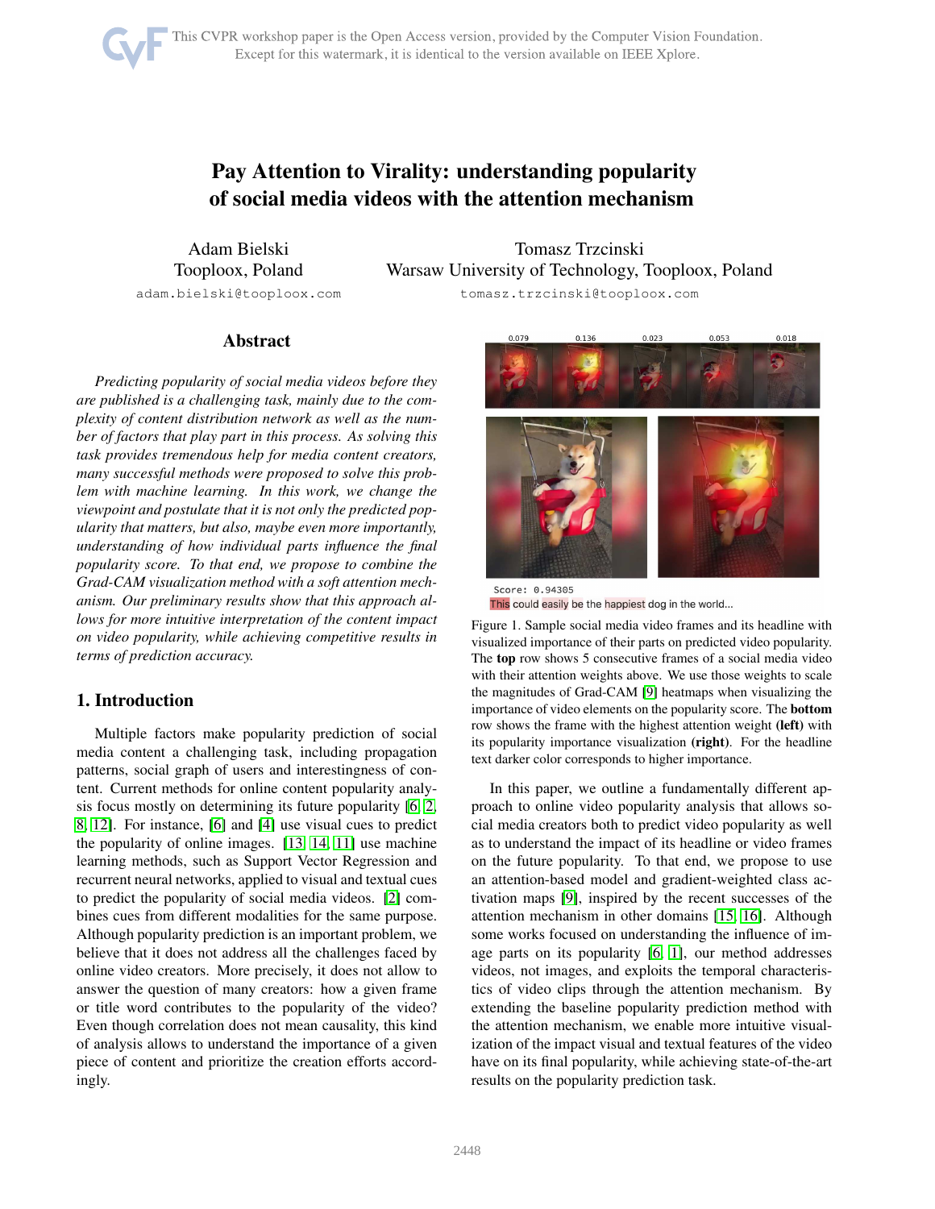# Pay Attention to Virality: understanding popularity of social media videos with the attention mechanism

Adam Bielski
Tooploox, Poland
adam.bielski@tooploox.com

Tomasz Trzcinski
Warsaw University of Technology, Tooploox, Poland
tomasz.trzcinski@tooploox.com

## Abstract

*Predicting popularity of social media videos before they are published is a challenging task, mainly due to the complexity of content distribution network as well as the number of factors that play part in this process. As solving this task provides tremendous help for media content creators, many successful methods were proposed to solve this problem with machine learning. In this work, we change the viewpoint and postulate that it is not only the predicted popularity that matters, but also, maybe even more importantly, understanding of how individual parts influence the final popularity score. To that end, we propose to combine the Grad-CAM visualization method with a soft attention mechanism. Our preliminary results show that this approach allows for more intuitive interpretation of the content impact on video popularity, while achieving competitive results in terms of prediction accuracy.*

## 1. Introduction

Multiple factors make popularity prediction of social media content a challenging task, including propagation patterns, social graph of users and interestingness of content. Current methods for online content popularity analysis focus mostly on determining its future popularity [6, 2, 8, 12]. For instance, [6] and [4] use visual cues to predict the popularity of online images. [13, 14, 11] use machine learning methods, such as Support Vector Regression and recurrent neural networks, applied to visual and textual cues to predict the popularity of social media videos. [2] combines cues from different modalities for the same purpose. Although popularity prediction is an important problem, we believe that it does not address all the challenges faced by online video creators. More precisely, it does not allow to answer the question of many creators: how a given frame or title word contributes to the popularity of the video? Even though correlation does not mean causality, this kind of analysis allows to understand the importance of a given piece of content and prioritize the creation efforts accordingly.

0.079 0.136 0.023 0.053 0.018

Score: 0.94305
This could easily be the happiest dog in the world...

Figure 1. Sample social media video frames and its headline with visualized importance of their parts on predicted video popularity. The **top** row shows 5 consecutive frames of a social media video with their attention weights above. We use those weights to scale the magnitudes of Grad-CAM [9] heatmaps when visualizing the importance of video elements on the popularity score. The **bottom** row shows the frame with the highest attention weight **(left)** with its popularity importance visualization **(right)**. For the headline text darker color corresponds to higher importance.

In this paper, we outline a fundamentally different approach to online video popularity analysis that allows social media creators both to predict video popularity as well as to understand the impact of its headline or video frames on the future popularity. To that end, we propose to use an attention-based model and gradient-weighted class activation maps [9], inspired by the recent successes of the attention mechanism in other domains [15, 16]. Although some works focused on understanding the influence of image parts on its popularity [6, 1], our method addresses videos, not images, and exploits the temporal characteristics of video clips through the attention mechanism. By extending the baseline popularity prediction method with the attention mechanism, we enable more intuitive visualization of the impact visual and textual features of the video have on its final popularity, while achieving state-of-the-art results on the popularity prediction task.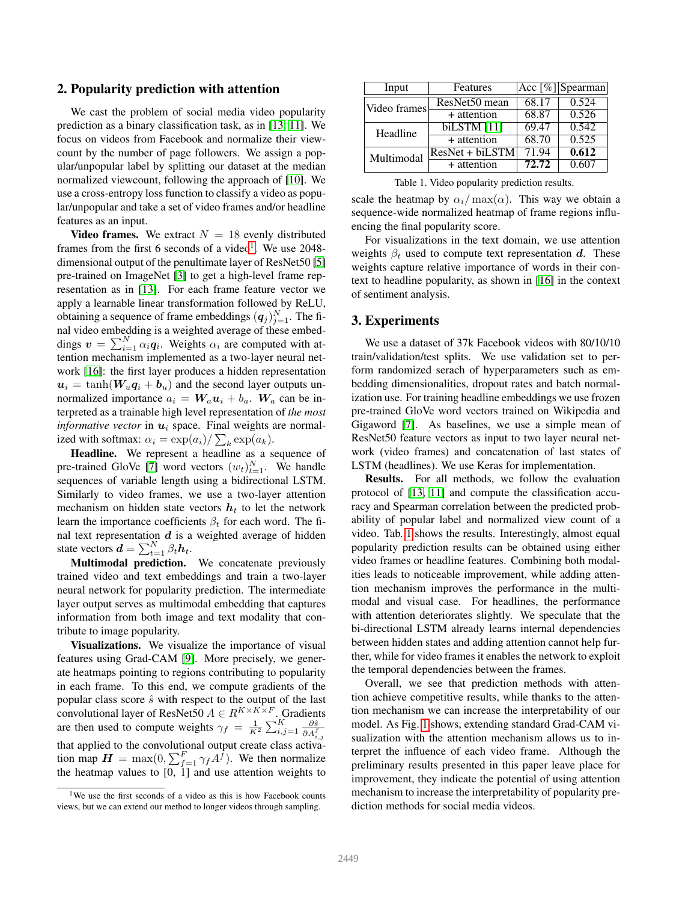## 2. Popularity prediction with attention

We cast the problem of social media video popularity prediction as a binary classification task, as in [13, 11]. We focus on videos from Facebook and normalize their viewcount by the number of page followers. We assign a popular/unpopular label by splitting our dataset at the median normalized viewcount, following the approach of [10]. We use a cross-entropy loss function to classify a video as popular/unpopular and take a set of video frames and/or headline features as an input.

**Video frames.** We extract $N = 18$ evenly distributed frames from the first 6 seconds of a video[1]. We use 2048-dimensional output of the penultimate layer of ResNet50 [5] pre-trained on ImageNet [3] to get a high-level frame representation as in [13]. For each frame feature vector we apply a learnable linear transformation followed by ReLU, obtaining a sequence of frame embeddings $(\boldsymbol{q}_j)_{j=1}^{N}$. The final video embedding is a weighted average of these embeddings $\boldsymbol{v} = \sum_{i=1}^{N} \alpha_i \boldsymbol{q}_i$. Weights $\alpha_i$ are computed with attention mechanism implemented as a two-layer neural network [16]: the first layer produces a hidden representation $\boldsymbol{u}_i = \tanh(\boldsymbol{W}_u \boldsymbol{q}_i + \boldsymbol{b}_u)$ and the second layer outputs unnormalized importance $a_i = \boldsymbol{W}_a \boldsymbol{u}_i + b_a$. $\boldsymbol{W}_a$ can be interpreted as a trainable high level representation of *the most informative vector* in $\boldsymbol{u}_i$ space. Final weights are normalized with softmax: $\alpha_i = \exp(a_i)/\sum_k \exp(a_k)$.

**Headline.** We represent a headline as a sequence of pre-trained GloVe [7] word vectors $(w_t)_{t=1}^{N}$. We handle sequences of variable length using a bidirectional LSTM. Similarly to video frames, we use a two-layer attention mechanism on hidden state vectors $\boldsymbol{h}_t$ to let the network learn the importance coefficients $\beta_t$ for each word. The final text representation $\boldsymbol{d}$ is a weighted average of hidden state vectors $\boldsymbol{d} = \sum_{t=1}^{N} \beta_t \boldsymbol{h}_t$.

**Multimodal prediction.** We concatenate previously trained video and text embeddings and train a two-layer neural network for popularity prediction. The intermediate layer output serves as multimodal embedding that captures information from both image and text modality that contribute to image popularity.

**Visualizations.** We visualize the importance of visual features using Grad-CAM [9]. More precisely, we generate heatmaps pointing to regions contributing to popularity in each frame. To this end, we compute gradients of the popular class score $\hat{s}$ with respect to the output of the last convolutional layer of ResNet50 $A \in R^{K \times K \times F}$. Gradients are then used to compute weights $\gamma_f = \frac{1}{K^2} \sum_{i,j=1}^{K} \frac{\partial \hat{s}}{\partial A_{i,j}^{f}}$ that applied to the convolutional output create class activation map $\boldsymbol{H} = \max(0, \sum_{f=1}^{F} \gamma_f A^f)$. We then normalize the heatmap values to [0, 1] and use attention weights to scale the heatmap by $\alpha_i / \max(\alpha)$. This way we obtain a sequence-wide normalized heatmap of frame regions influencing the final popularity score.

For visualizations in the text domain, we use attention weights $\beta_t$ used to compute text representation $\boldsymbol{d}$. These weights capture relative importance of words in their context to headline popularity, as shown in [16] in the context of sentiment analysis.

[1] We use the first seconds of a video as this is how Facebook counts views, but we can extend our method to longer videos through sampling.

| Input | Features | Acc [%] | Spearman |
|---|---|---|---|
| Video frames | ResNet50 mean | 68.17 | 0.524 |
| | + attention | 68.87 | 0.526 |
| Headline | biLSTM [11] | 69.47 | 0.542 |
| | + attention | 68.70 | 0.525 |
| Multimodal | ResNet + biLSTM | 71.94 | **0.612** |
| | + attention | **72.72** | 0.607 |

Table 1. Video popularity prediction results.

## 3. Experiments

We use a dataset of 37k Facebook videos with 80/10/10 train/validation/test splits. We use validation set to perform randomized serach of hyperparameters such as embedding dimensionalities, dropout rates and batch normalization use. For training headline embeddings we use frozen pre-trained GloVe word vectors trained on Wikipedia and Gigaword [7]. As baselines, we use a simple mean of ResNet50 feature vectors as input to two layer neural network (video frames) and concatenation of last states of LSTM (headlines). We use Keras for implementation.

**Results.** For all methods, we follow the evaluation protocol of [13, 11] and compute the classification accuracy and Spearman correlation between the predicted probability of popular label and normalized view count of a video. Tab. 1 shows the results. Interestingly, almost equal popularity prediction results can be obtained using either video frames or headline features. Combining both modalities leads to noticeable improvement, while adding attention mechanism improves the performance in the multimodal and visual case. For headlines, the performance with attention deteriorates slightly. We speculate that the bi-directional LSTM already learns internal dependencies between hidden states and adding attention cannot help further, while for video frames it enables the network to exploit the temporal dependencies between the frames.

Overall, we see that prediction methods with attention achieve competitive results, while thanks to the attention mechanism we can increase the interpretability of our model. As Fig. 1 shows, extending standard Grad-CAM visualization with the attention mechanism allows us to interpret the influence of each video frame. Although the preliminary results presented in this paper leave place for improvement, they indicate the potential of using attention mechanism to increase the interpretability of popularity prediction methods for social media videos.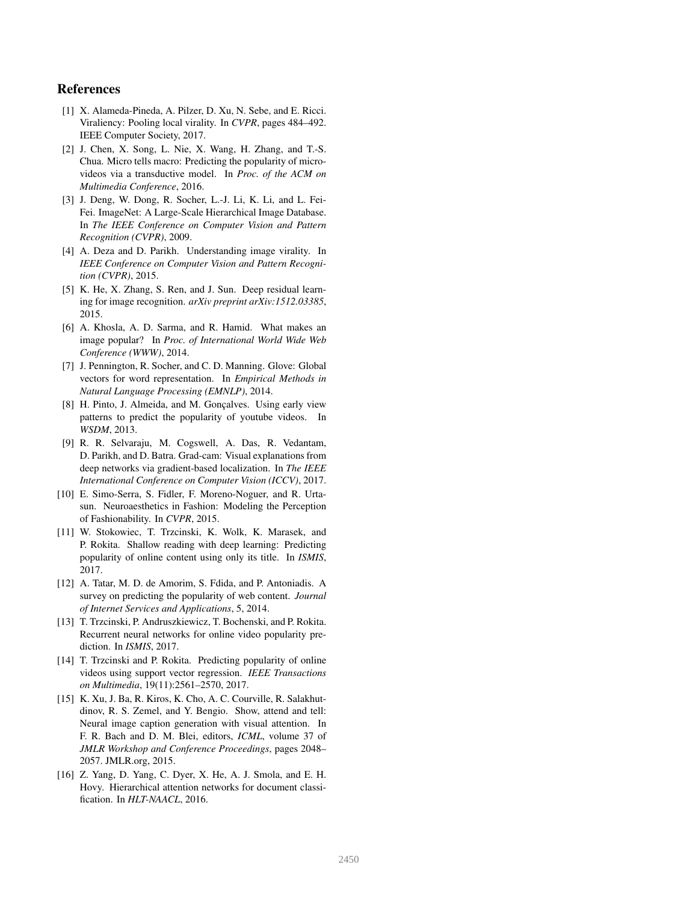## References

[1] X. Alameda-Pineda, A. Pilzer, D. Xu, N. Sebe, and E. Ricci. Viraliency: Pooling local virality. In *CVPR*, pages 484–492. IEEE Computer Society, 2017.

[2] J. Chen, X. Song, L. Nie, X. Wang, H. Zhang, and T.-S. Chua. Micro tells macro: Predicting the popularity of micro-videos via a transductive model. In *Proc. of the ACM on Multimedia Conference*, 2016.

[3] J. Deng, W. Dong, R. Socher, L.-J. Li, K. Li, and L. Fei-Fei. ImageNet: A Large-Scale Hierarchical Image Database. In *The IEEE Conference on Computer Vision and Pattern Recognition (CVPR)*, 2009.

[4] A. Deza and D. Parikh. Understanding image virality. In *IEEE Conference on Computer Vision and Pattern Recognition (CVPR)*, 2015.

[5] K. He, X. Zhang, S. Ren, and J. Sun. Deep residual learning for image recognition. *arXiv preprint arXiv:1512.03385*, 2015.

[6] A. Khosla, A. D. Sarma, and R. Hamid. What makes an image popular? In *Proc. of International World Wide Web Conference (WWW)*, 2014.

[7] J. Pennington, R. Socher, and C. D. Manning. Glove: Global vectors for word representation. In *Empirical Methods in Natural Language Processing (EMNLP)*, 2014.

[8] H. Pinto, J. Almeida, and M. Gonçalves. Using early view patterns to predict the popularity of youtube videos. In *WSDM*, 2013.

[9] R. R. Selvaraju, M. Cogswell, A. Das, R. Vedantam, D. Parikh, and D. Batra. Grad-cam: Visual explanations from deep networks via gradient-based localization. In *The IEEE International Conference on Computer Vision (ICCV)*, 2017.

[10] E. Simo-Serra, S. Fidler, F. Moreno-Noguer, and R. Urtasun. Neuroaesthetics in Fashion: Modeling the Perception of Fashionability. In *CVPR*, 2015.

[11] W. Stokowiec, T. Trzcinski, K. Wolk, K. Marasek, and P. Rokita. Shallow reading with deep learning: Predicting popularity of online content using only its title. In *ISMIS*, 2017.

[12] A. Tatar, M. D. de Amorim, S. Fdida, and P. Antoniadis. A survey on predicting the popularity of web content. *Journal of Internet Services and Applications*, 5, 2014.

[13] T. Trzcinski, P. Andruszkiewicz, T. Bochenski, and P. Rokita. Recurrent neural networks for online video popularity prediction. In *ISMIS*, 2017.

[14] T. Trzcinski and P. Rokita. Predicting popularity of online videos using support vector regression. *IEEE Transactions on Multimedia*, 19(11):2561–2570, 2017.

[15] K. Xu, J. Ba, R. Kiros, K. Cho, A. C. Courville, R. Salakhutdinov, R. S. Zemel, and Y. Bengio. Show, attend and tell: Neural image caption generation with visual attention. In F. R. Bach and D. M. Blei, editors, *ICML*, volume 37 of *JMLR Workshop and Conference Proceedings*, pages 2048–2057. JMLR.org, 2015.

[16] Z. Yang, D. Yang, C. Dyer, X. He, A. J. Smola, and E. H. Hovy. Hierarchical attention networks for document classification. In *HLT-NAACL*, 2016.